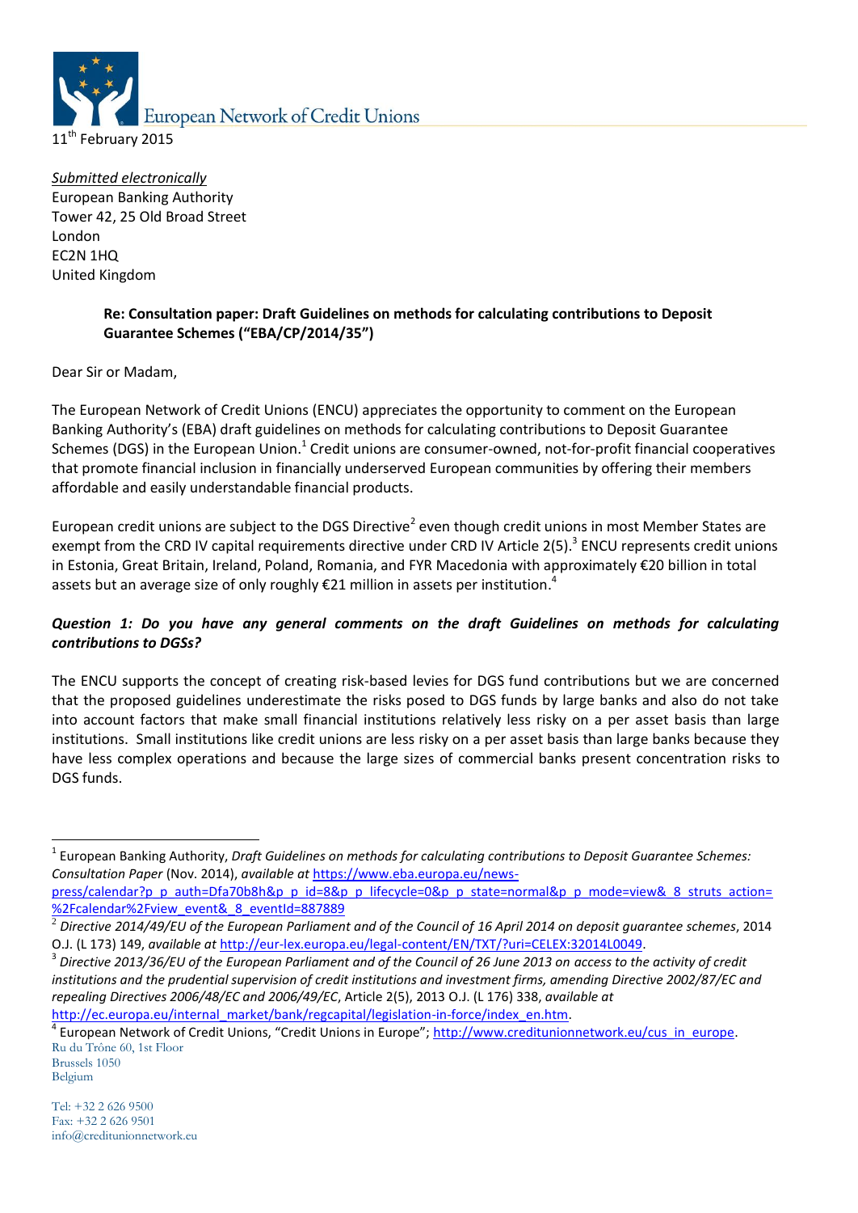European Network of Credit Unions

11th February 2015

*Submitted electronically*
European Banking Authority
Tower 42, 25 Old Broad Street
London
EC2N 1HQ
United Kingdom

**Re: Consultation paper: Draft Guidelines on methods for calculating contributions to Deposit Guarantee Schemes ("EBA/CP/2014/35")**

Dear Sir or Madam,

The European Network of Credit Unions (ENCU) appreciates the opportunity to comment on the European Banking Authority's (EBA) draft guidelines on methods for calculating contributions to Deposit Guarantee Schemes (DGS) in the European Union.[1] Credit unions are consumer-owned, not-for-profit financial cooperatives that promote financial inclusion in financially underserved European communities by offering their members affordable and easily understandable financial products.

European credit unions are subject to the DGS Directive[2] even though credit unions in most Member States are exempt from the CRD IV capital requirements directive under CRD IV Article 2(5).[3] ENCU represents credit unions in Estonia, Great Britain, Ireland, Poland, Romania, and FYR Macedonia with approximately €20 billion in total assets but an average size of only roughly €21 million in assets per institution.[4]

***Question 1: Do you have any general comments on the draft Guidelines on methods for calculating contributions to DGSs?***

The ENCU supports the concept of creating risk-based levies for DGS fund contributions but we are concerned that the proposed guidelines underestimate the risks posed to DGS funds by large banks and also do not take into account factors that make small financial institutions relatively less risky on a per asset basis than large institutions. Small institutions like credit unions are less risky on a per asset basis than large banks because they have less complex operations and because the large sizes of commercial banks present concentration risks to DGS funds.

---

[1] European Banking Authority, *Draft Guidelines on methods for calculating contributions to Deposit Guarantee Schemes: Consultation Paper* (Nov. 2014), *available at* https://www.eba.europa.eu/news-press/calendar?p_p_auth=Dfa70b8h&p_p_id=8&p_p_lifecycle=0&p_p_state=normal&p_p_mode=view&_8_struts_action=%2Fcalendar%2Fview_event&_8_eventId=887889

[2] *Directive 2014/49/EU of the European Parliament and of the Council of 16 April 2014 on deposit guarantee schemes*, 2014 O.J. (L 173) 149, *available at* http://eur-lex.europa.eu/legal-content/EN/TXT/?uri=CELEX:32014L0049.

[3] *Directive 2013/36/EU of the European Parliament and of the Council of 26 June 2013 on access to the activity of credit institutions and the prudential supervision of credit institutions and investment firms, amending Directive 2002/87/EC and repealing Directives 2006/48/EC and 2006/49/EC*, Article 2(5), 2013 O.J. (L 176) 338, *available at* http://ec.europa.eu/internal_market/bank/regcapital/legislation-in-force/index_en.htm.

[4] European Network of Credit Unions, "Credit Unions in Europe"; http://www.creditunionnetwork.eu/cus_in_europe.

Ru du Trône 60, 1st Floor
Brussels 1050
Belgium

Tel: +32 2 626 9500
Fax: +32 2 626 9501
info@creditunionnetwork.eu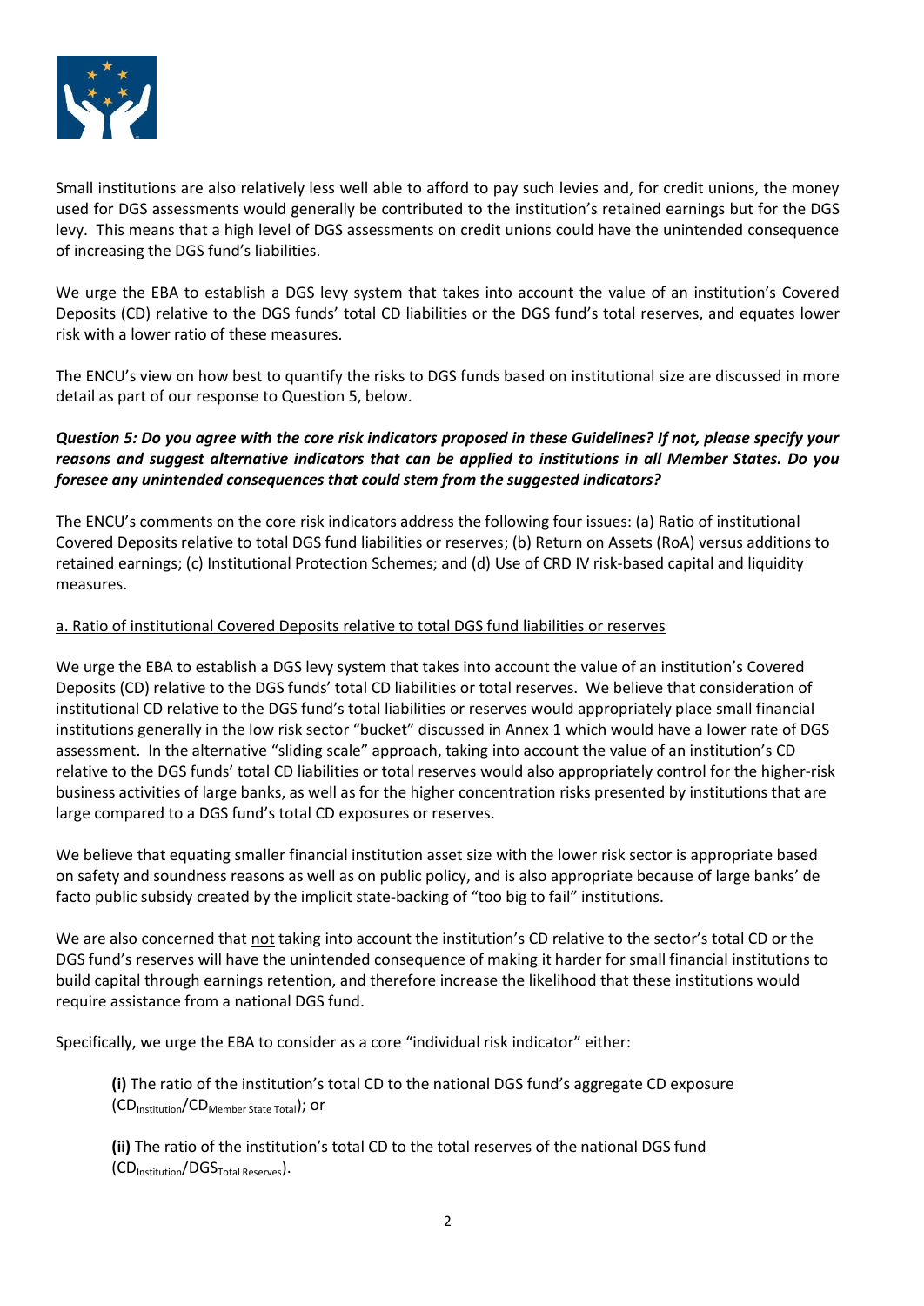Small institutions are also relatively less well able to afford to pay such levies and, for credit unions, the money used for DGS assessments would generally be contributed to the institution's retained earnings but for the DGS levy. This means that a high level of DGS assessments on credit unions could have the unintended consequence of increasing the DGS fund's liabilities.

We urge the EBA to establish a DGS levy system that takes into account the value of an institution's Covered Deposits (CD) relative to the DGS funds' total CD liabilities or the DGS fund's total reserves, and equates lower risk with a lower ratio of these measures.

The ENCU's view on how best to quantify the risks to DGS funds based on institutional size are discussed in more detail as part of our response to Question 5, below.

***Question 5: Do you agree with the core risk indicators proposed in these Guidelines? If not, please specify your reasons and suggest alternative indicators that can be applied to institutions in all Member States. Do you foresee any unintended consequences that could stem from the suggested indicators?***

The ENCU's comments on the core risk indicators address the following four issues: (a) Ratio of institutional Covered Deposits relative to total DGS fund liabilities or reserves; (b) Return on Assets (RoA) versus additions to retained earnings; (c) Institutional Protection Schemes; and (d) Use of CRD IV risk-based capital and liquidity measures.

<u>a. Ratio of institutional Covered Deposits relative to total DGS fund liabilities or reserves</u>

We urge the EBA to establish a DGS levy system that takes into account the value of an institution's Covered Deposits (CD) relative to the DGS funds' total CD liabilities or total reserves. We believe that consideration of institutional CD relative to the DGS fund's total liabilities or reserves would appropriately place small financial institutions generally in the low risk sector "bucket" discussed in Annex 1 which would have a lower rate of DGS assessment. In the alternative "sliding scale" approach, taking into account the value of an institution's CD relative to the DGS funds' total CD liabilities or total reserves would also appropriately control for the higher-risk business activities of large banks, as well as for the higher concentration risks presented by institutions that are large compared to a DGS fund's total CD exposures or reserves.

We believe that equating smaller financial institution asset size with the lower risk sector is appropriate based on safety and soundness reasons as well as on public policy, and is also appropriate because of large banks' de facto public subsidy created by the implicit state-backing of "too big to fail" institutions.

We are also concerned that <u>not</u> taking into account the institution's CD relative to the sector's total CD or the DGS fund's reserves will have the unintended consequence of making it harder for small financial institutions to build capital through earnings retention, and therefore increase the likelihood that these institutions would require assistance from a national DGS fund.

Specifically, we urge the EBA to consider as a core "individual risk indicator" either:

> **(i)** The ratio of the institution's total CD to the national DGS fund's aggregate CD exposure ($CD_{Institution}/CD_{Member\ State\ Total}$); or
>
> **(ii)** The ratio of the institution's total CD to the total reserves of the national DGS fund ($CD_{Institution}/DGS_{Total\ Reserves}$).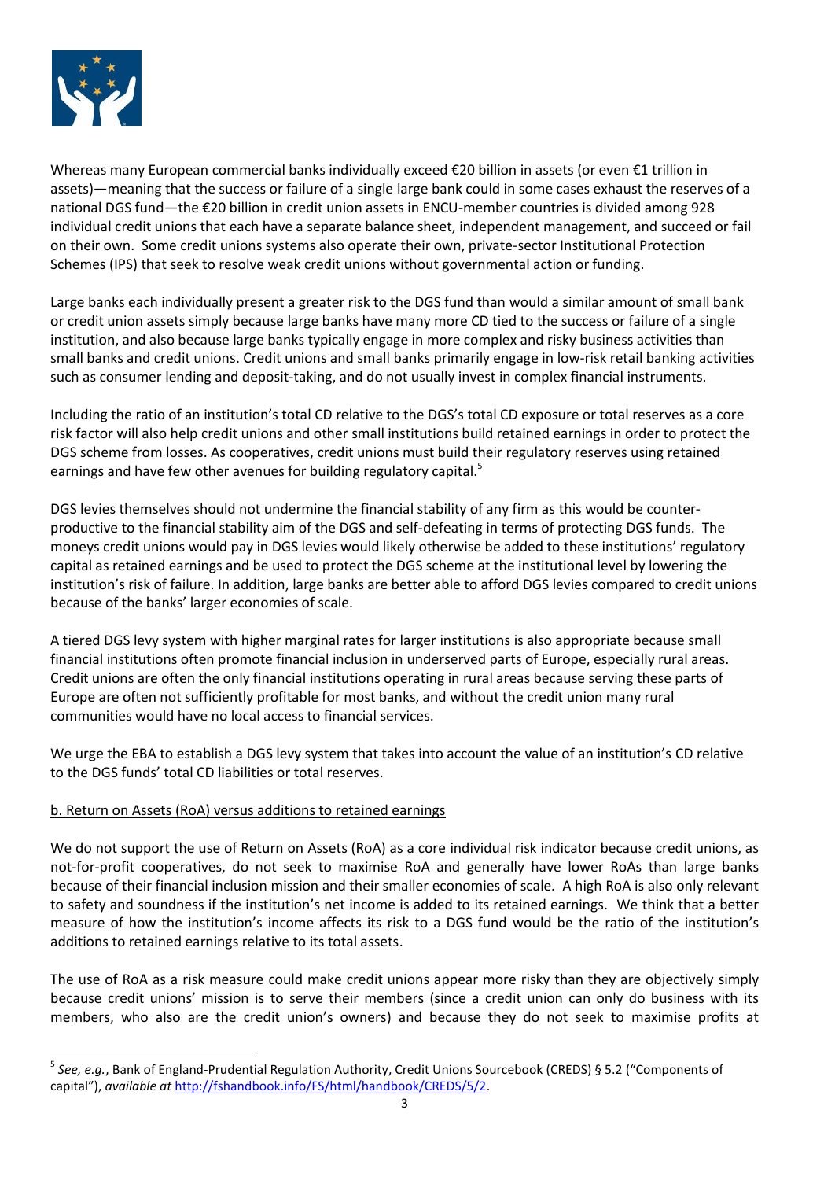Whereas many European commercial banks individually exceed €20 billion in assets (or even €1 trillion in assets)—meaning that the success or failure of a single large bank could in some cases exhaust the reserves of a national DGS fund—the €20 billion in credit union assets in ENCU-member countries is divided among 928 individual credit unions that each have a separate balance sheet, independent management, and succeed or fail on their own. Some credit unions systems also operate their own, private-sector Institutional Protection Schemes (IPS) that seek to resolve weak credit unions without governmental action or funding.

Large banks each individually present a greater risk to the DGS fund than would a similar amount of small bank or credit union assets simply because large banks have many more CD tied to the success or failure of a single institution, and also because large banks typically engage in more complex and risky business activities than small banks and credit unions. Credit unions and small banks primarily engage in low-risk retail banking activities such as consumer lending and deposit-taking, and do not usually invest in complex financial instruments.

Including the ratio of an institution's total CD relative to the DGS's total CD exposure or total reserves as a core risk factor will also help credit unions and other small institutions build retained earnings in order to protect the DGS scheme from losses. As cooperatives, credit unions must build their regulatory reserves using retained earnings and have few other avenues for building regulatory capital.[5]

DGS levies themselves should not undermine the financial stability of any firm as this would be counter-productive to the financial stability aim of the DGS and self-defeating in terms of protecting DGS funds. The moneys credit unions would pay in DGS levies would likely otherwise be added to these institutions' regulatory capital as retained earnings and be used to protect the DGS scheme at the institutional level by lowering the institution's risk of failure. In addition, large banks are better able to afford DGS levies compared to credit unions because of the banks' larger economies of scale.

A tiered DGS levy system with higher marginal rates for larger institutions is also appropriate because small financial institutions often promote financial inclusion in underserved parts of Europe, especially rural areas. Credit unions are often the only financial institutions operating in rural areas because serving these parts of Europe are often not sufficiently profitable for most banks, and without the credit union many rural communities would have no local access to financial services.

We urge the EBA to establish a DGS levy system that takes into account the value of an institution's CD relative to the DGS funds' total CD liabilities or total reserves.

<u>b. Return on Assets (RoA) versus additions to retained earnings</u>

We do not support the use of Return on Assets (RoA) as a core individual risk indicator because credit unions, as not-for-profit cooperatives, do not seek to maximise RoA and generally have lower RoAs than large banks because of their financial inclusion mission and their smaller economies of scale. A high RoA is also only relevant to safety and soundness if the institution's net income is added to its retained earnings. We think that a better measure of how the institution's income affects its risk to a DGS fund would be the ratio of the institution's additions to retained earnings relative to its total assets.

The use of RoA as a risk measure could make credit unions appear more risky than they are objectively simply because credit unions' mission is to serve their members (since a credit union can only do business with its members, who also are the credit union's owners) and because they do not seek to maximise profits at

---

[5] *See, e.g.*, Bank of England-Prudential Regulation Authority, Credit Unions Sourcebook (CREDS) § 5.2 ("Components of capital"), *available at* http://fshandbook.info/FS/html/handbook/CREDS/5/2.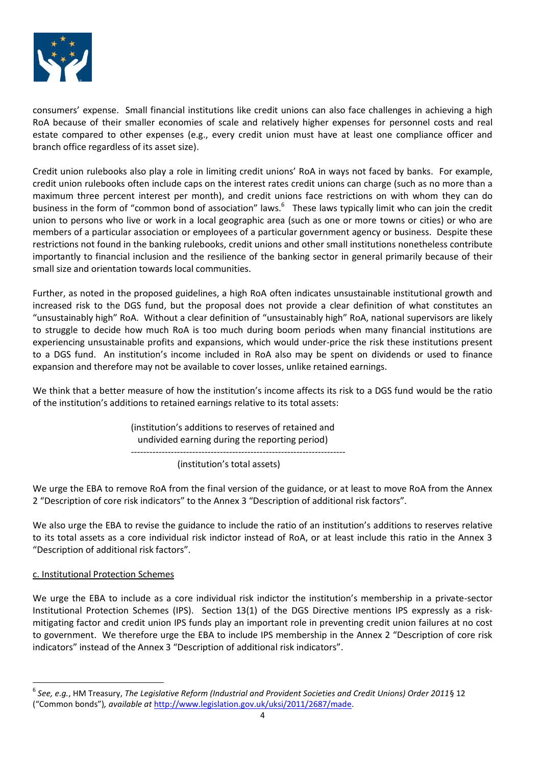consumers' expense. Small financial institutions like credit unions can also face challenges in achieving a high RoA because of their smaller economies of scale and relatively higher expenses for personnel costs and real estate compared to other expenses (e.g., every credit union must have at least one compliance officer and branch office regardless of its asset size).

Credit union rulebooks also play a role in limiting credit unions' RoA in ways not faced by banks. For example, credit union rulebooks often include caps on the interest rates credit unions can charge (such as no more than a maximum three percent interest per month), and credit unions face restrictions on with whom they can do business in the form of "common bond of association" laws.[6] These laws typically limit who can join the credit union to persons who live or work in a local geographic area (such as one or more towns or cities) or who are members of a particular association or employees of a particular government agency or business. Despite these restrictions not found in the banking rulebooks, credit unions and other small institutions nonetheless contribute importantly to financial inclusion and the resilience of the banking sector in general primarily because of their small size and orientation towards local communities.

Further, as noted in the proposed guidelines, a high RoA often indicates unsustainable institutional growth and increased risk to the DGS fund, but the proposal does not provide a clear definition of what constitutes an "unsustainably high" RoA. Without a clear definition of "unsustainably high" RoA, national supervisors are likely to struggle to decide how much RoA is too much during boom periods when many financial institutions are experiencing unsustainable profits and expansions, which would under-price the risk these institutions present to a DGS fund. An institution's income included in RoA also may be spent on dividends or used to finance expansion and therefore may not be available to cover losses, unlike retained earnings.

We think that a better measure of how the institution's income affects its risk to a DGS fund would be the ratio of the institution's additions to retained earnings relative to its total assets:

$$\frac{\text{(institution's additions to reserves of retained and undivided earning during the reporting period)}}{\text{(institution's total assets)}}$$

We urge the EBA to remove RoA from the final version of the guidance, or at least to move RoA from the Annex 2 "Description of core risk indicators" to the Annex 3 "Description of additional risk factors".

We also urge the EBA to revise the guidance to include the ratio of an institution's additions to reserves relative to its total assets as a core individual risk indictor instead of RoA, or at least include this ratio in the Annex 3 "Description of additional risk factors".

c. Institutional Protection Schemes

We urge the EBA to include as a core individual risk indictor the institution's membership in a private-sector Institutional Protection Schemes (IPS). Section 13(1) of the DGS Directive mentions IPS expressly as a risk-mitigating factor and credit union IPS funds play an important role in preventing credit union failures at no cost to government. We therefore urge the EBA to include IPS membership in the Annex 2 "Description of core risk indicators" instead of the Annex 3 "Description of additional risk indicators".

---

[6] *See, e.g.*, HM Treasury, *The Legislative Reform (Industrial and Provident Societies and Credit Unions) Order 2011* § 12 ("Common bonds"), *available at* http://www.legislation.gov.uk/uksi/2011/2687/made.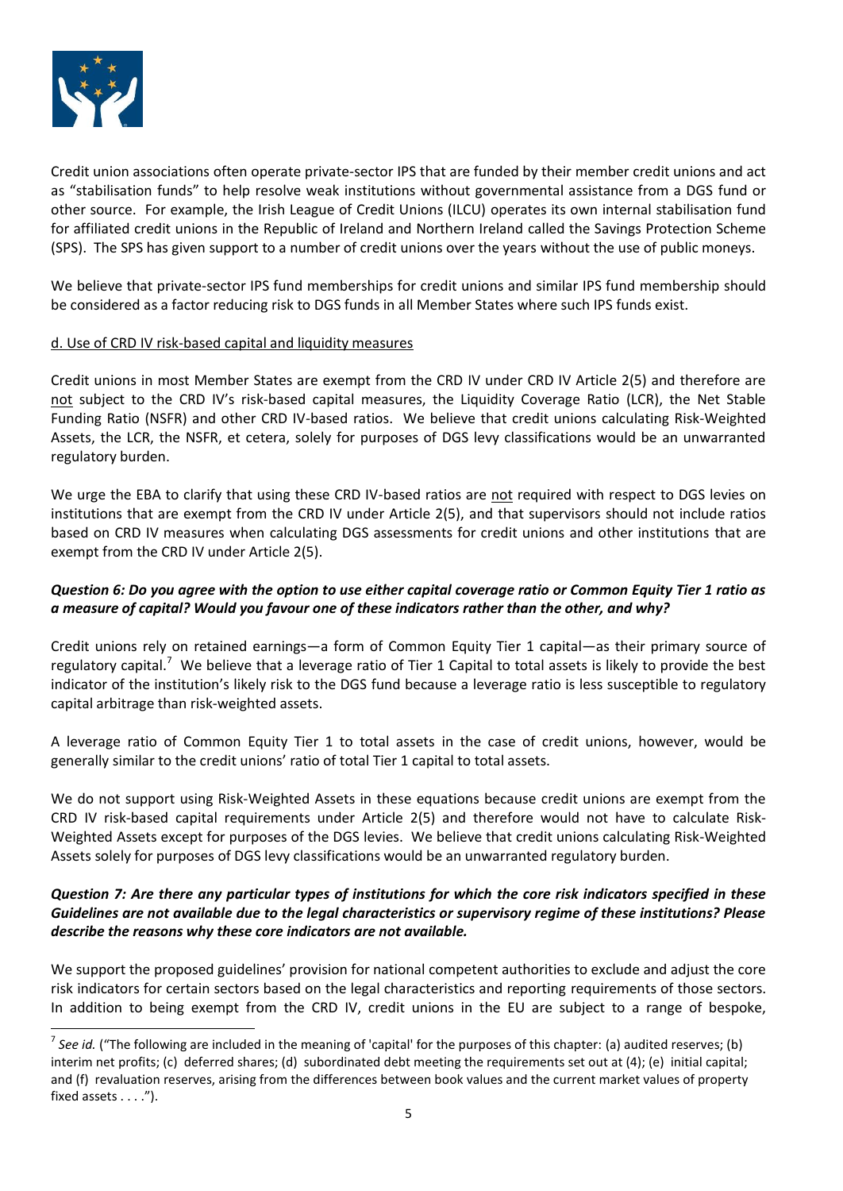Credit union associations often operate private-sector IPS that are funded by their member credit unions and act as "stabilisation funds" to help resolve weak institutions without governmental assistance from a DGS fund or other source. For example, the Irish League of Credit Unions (ILCU) operates its own internal stabilisation fund for affiliated credit unions in the Republic of Ireland and Northern Ireland called the Savings Protection Scheme (SPS). The SPS has given support to a number of credit unions over the years without the use of public moneys.

We believe that private-sector IPS fund memberships for credit unions and similar IPS fund membership should be considered as a factor reducing risk to DGS funds in all Member States where such IPS funds exist.

d. Use of CRD IV risk-based capital and liquidity measures

Credit unions in most Member States are exempt from the CRD IV under CRD IV Article 2(5) and therefore are not subject to the CRD IV's risk-based capital measures, the Liquidity Coverage Ratio (LCR), the Net Stable Funding Ratio (NSFR) and other CRD IV-based ratios. We believe that credit unions calculating Risk-Weighted Assets, the LCR, the NSFR, et cetera, solely for purposes of DGS levy classifications would be an unwarranted regulatory burden.

We urge the EBA to clarify that using these CRD IV-based ratios are not required with respect to DGS levies on institutions that are exempt from the CRD IV under Article 2(5), and that supervisors should not include ratios based on CRD IV measures when calculating DGS assessments for credit unions and other institutions that are exempt from the CRD IV under Article 2(5).

***Question 6: Do you agree with the option to use either capital coverage ratio or Common Equity Tier 1 ratio as a measure of capital? Would you favour one of these indicators rather than the other, and why?***

Credit unions rely on retained earnings—a form of Common Equity Tier 1 capital—as their primary source of regulatory capital.[7] We believe that a leverage ratio of Tier 1 Capital to total assets is likely to provide the best indicator of the institution's likely risk to the DGS fund because a leverage ratio is less susceptible to regulatory capital arbitrage than risk-weighted assets.

A leverage ratio of Common Equity Tier 1 to total assets in the case of credit unions, however, would be generally similar to the credit unions' ratio of total Tier 1 capital to total assets.

We do not support using Risk-Weighted Assets in these equations because credit unions are exempt from the CRD IV risk-based capital requirements under Article 2(5) and therefore would not have to calculate Risk-Weighted Assets except for purposes of the DGS levies. We believe that credit unions calculating Risk-Weighted Assets solely for purposes of DGS levy classifications would be an unwarranted regulatory burden.

***Question 7: Are there any particular types of institutions for which the core risk indicators specified in these Guidelines are not available due to the legal characteristics or supervisory regime of these institutions? Please describe the reasons why these core indicators are not available.***

We support the proposed guidelines' provision for national competent authorities to exclude and adjust the core risk indicators for certain sectors based on the legal characteristics and reporting requirements of those sectors. In addition to being exempt from the CRD IV, credit unions in the EU are subject to a range of bespoke,

---

[7] *See id.* ("The following are included in the meaning of 'capital' for the purposes of this chapter: (a) audited reserves; (b) interim net profits; (c) deferred shares; (d) subordinated debt meeting the requirements set out at (4); (e) initial capital; and (f) revaluation reserves, arising from the differences between book values and the current market values of property fixed assets . . . .").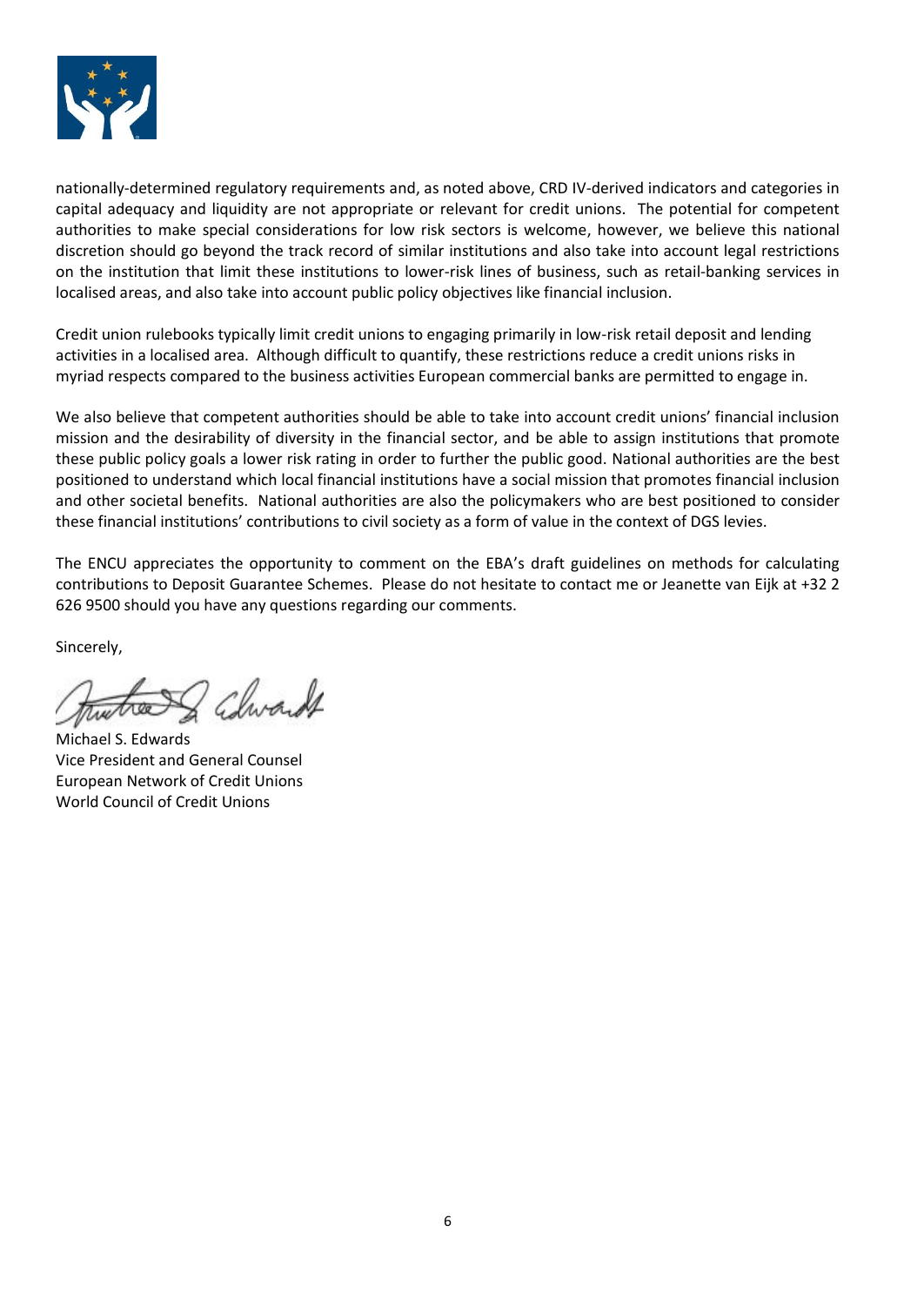nationally-determined regulatory requirements and, as noted above, CRD IV-derived indicators and categories in capital adequacy and liquidity are not appropriate or relevant for credit unions. The potential for competent authorities to make special considerations for low risk sectors is welcome, however, we believe this national discretion should go beyond the track record of similar institutions and also take into account legal restrictions on the institution that limit these institutions to lower-risk lines of business, such as retail-banking services in localised areas, and also take into account public policy objectives like financial inclusion.

Credit union rulebooks typically limit credit unions to engaging primarily in low-risk retail deposit and lending activities in a localised area. Although difficult to quantify, these restrictions reduce a credit unions risks in myriad respects compared to the business activities European commercial banks are permitted to engage in.

We also believe that competent authorities should be able to take into account credit unions' financial inclusion mission and the desirability of diversity in the financial sector, and be able to assign institutions that promote these public policy goals a lower risk rating in order to further the public good. National authorities are the best positioned to understand which local financial institutions have a social mission that promotes financial inclusion and other societal benefits. National authorities are also the policymakers who are best positioned to consider these financial institutions' contributions to civil society as a form of value in the context of DGS levies.

The ENCU appreciates the opportunity to comment on the EBA's draft guidelines on methods for calculating contributions to Deposit Guarantee Schemes. Please do not hesitate to contact me or Jeanette van Eijk at +32 2 626 9500 should you have any questions regarding our comments.

Sincerely,

Michael S. Edwards
Vice President and General Counsel
European Network of Credit Unions
World Council of Credit Unions